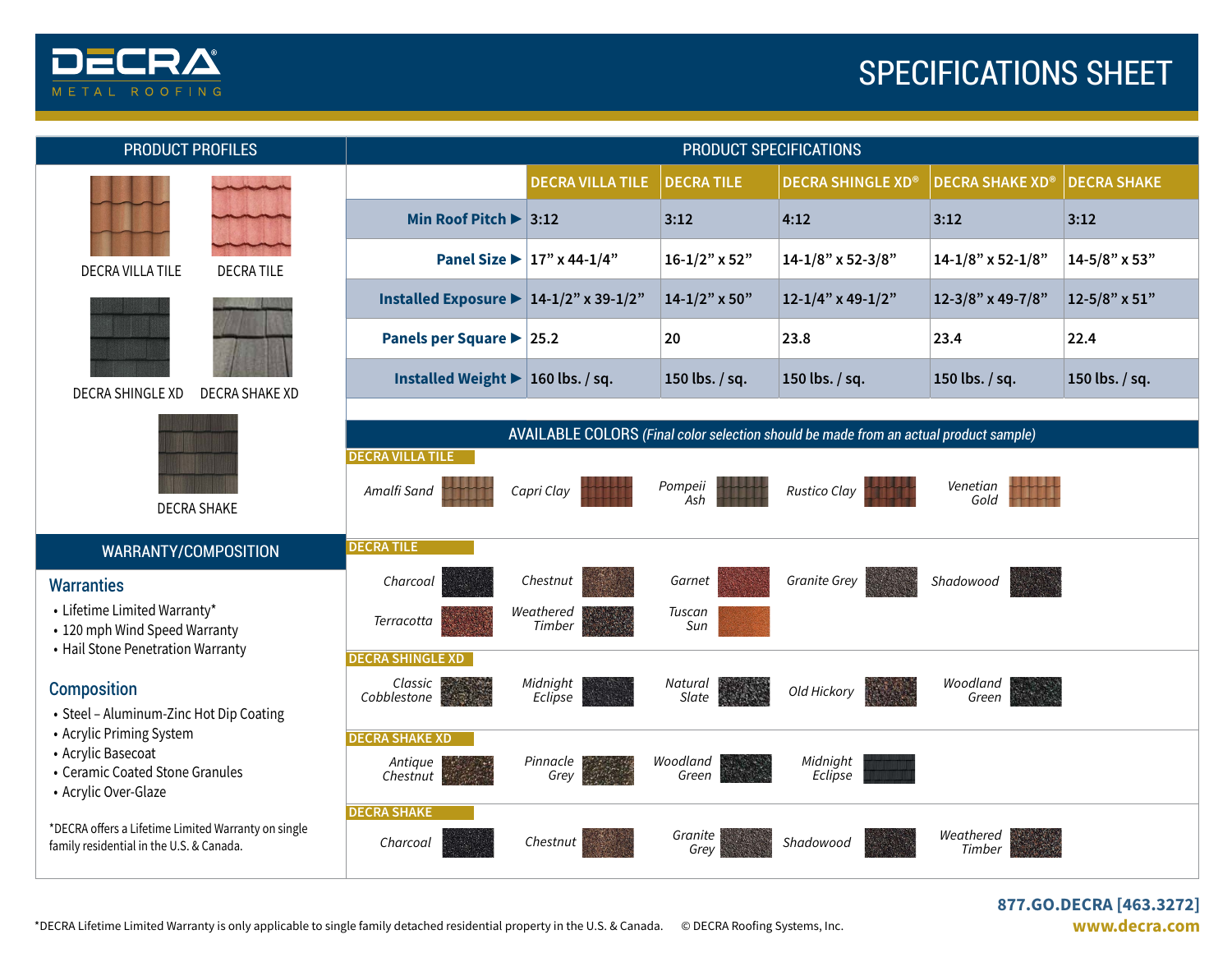# DECRA METAL ROOFING

# SPECIFICATIONS SHEET

## PRODUCT PROFILES

DECRA VILLA TILE

DECRA TILE

DECRA SHINGLE XD

DECRA SHAKE XD

DECRA SHAKE

## PRODUCT SPECIFICATIONS

| | DECRA VILLA TILE | DECRA TILE | DECRA SHINGLE XD® | DECRA SHAKE XD® | DECRA SHAKE |
|---|---|---|---|---|---|
| **Min Roof Pitch ▶** | 3:12 | 3:12 | 4:12 | 3:12 | 3:12 |
| **Panel Size ▶** | 17" x 44-1/4" | 16-1/2" x 52" | 14-1/8" x 52-3/8" | 14-1/8" x 52-1/8" | 14-5/8" x 53" |
| **Installed Exposure ▶** | 14-1/2" x 39-1/2" | 14-1/2" x 50" | 12-1/4" x 49-1/2" | 12-3/8" x 49-7/8" | 12-5/8" x 51" |
| **Panels per Square ▶** | 25.2 | 20 | 23.8 | 23.4 | 22.4 |
| **Installed Weight ▶** | 160 lbs. / sq. | 150 lbs. / sq. | 150 lbs. / sq. | 150 lbs. / sq. | 150 lbs. / sq. |

## AVAILABLE COLORS *(Final color selection should be made from an actual product sample)*

**DECRA VILLA TILE**

*Amalfi Sand*, *Capri Clay*, *Pompeii Ash*, *Rustico Clay*, *Venetian Gold*

**DECRA TILE**

*Charcoal*, *Chestnut*, *Garnet*, *Granite Grey*, *Shadowood*, *Terracotta*, *Weathered Timber*, *Tuscan Sun*

**DECRA SHINGLE XD**

*Classic Cobblestone*, *Midnight Eclipse*, *Natural Slate*, *Old Hickory*, *Woodland Green*

**DECRA SHAKE XD**

*Antique Chestnut*, *Pinnacle Grey*, *Woodland Green*, *Midnight Eclipse*

**DECRA SHAKE**

*Charcoal*, *Chestnut*, *Granite Grey*, *Shadowood*, *Weathered Timber*

## WARRANTY/COMPOSITION

### Warranties

- Lifetime Limited Warranty*
- 120 mph Wind Speed Warranty
- Hail Stone Penetration Warranty

### Composition

- Steel – Aluminum-Zinc Hot Dip Coating
- Acrylic Priming System
- Acrylic Basecoat
- Ceramic Coated Stone Granules
- Acrylic Over-Glaze

*DECRA offers a Lifetime Limited Warranty on single family residential in the U.S. & Canada.

*DECRA Lifetime Limited Warranty is only applicable to single family detached residential property in the U.S. & Canada. © DECRA Roofing Systems, Inc.

877.GO.DECRA [463.3272]

www.decra.com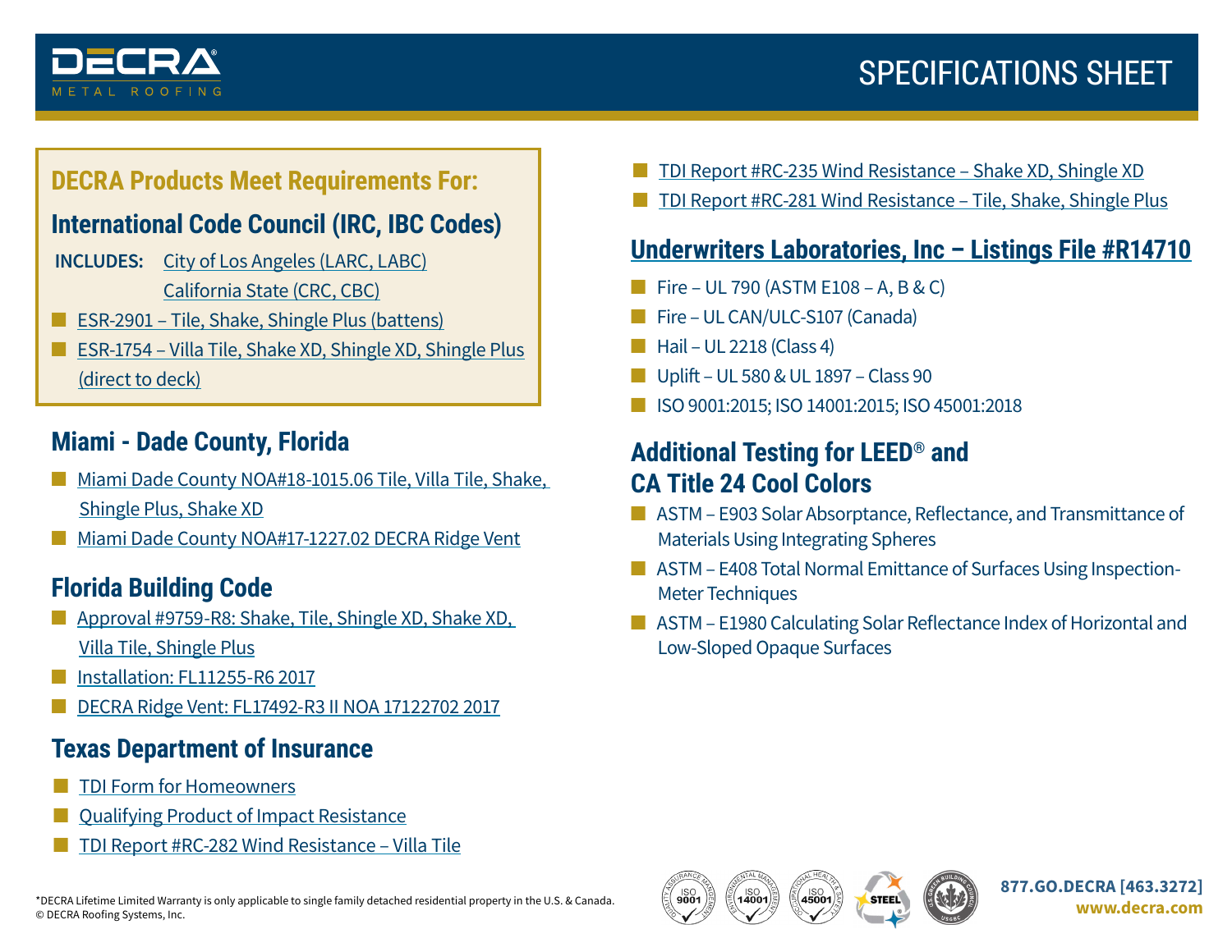# DECRA METAL ROOFING

# SPECIFICATIONS SHEET

## DECRA Products Meet Requirements For:

### International Code Council (IRC, IBC Codes)

**INCLUDES:** City of Los Angeles (LARC, LABC)
California State (CRC, CBC)

- ESR-2901 – Tile, Shake, Shingle Plus (battens)
- ESR-1754 – Villa Tile, Shake XD, Shingle XD, Shingle Plus (direct to deck)

### Miami - Dade County, Florida

- Miami Dade County NOA#18-1015.06 Tile, Villa Tile, Shake, Shingle Plus, Shake XD
- Miami Dade County NOA#17-1227.02 DECRA Ridge Vent

### Florida Building Code

- Approval #9759-R8: Shake, Tile, Shingle XD, Shake XD, Villa Tile, Shingle Plus
- Installation: FL11255-R6 2017
- DECRA Ridge Vent: FL17492-R3 II NOA 17122702 2017

### Texas Department of Insurance

- TDI Form for Homeowners
- Qualifying Product of Impact Resistance
- TDI Report #RC-282 Wind Resistance – Villa Tile
- TDI Report #RC-235 Wind Resistance – Shake XD, Shingle XD
- TDI Report #RC-281 Wind Resistance – Tile, Shake, Shingle Plus

### Underwriters Laboratories, Inc – Listings File #R14710

- Fire – UL 790 (ASTM E108 – A, B & C)
- Fire – UL CAN/ULC-S107 (Canada)
- Hail – UL 2218 (Class 4)
- Uplift – UL 580 & UL 1897 – Class 90
- ISO 9001:2015; ISO 14001:2015; ISO 45001:2018

### Additional Testing for LEED® and CA Title 24 Cool Colors

- ASTM – E903 Solar Absorptance, Reflectance, and Transmittance of Materials Using Integrating Spheres
- ASTM – E408 Total Normal Emittance of Surfaces Using Inspection-Meter Techniques
- ASTM – E1980 Calculating Solar Reflectance Index of Horizontal and Low-Sloped Opaque Surfaces

*DECRA Lifetime Limited Warranty is only applicable to single family detached residential property in the U.S. & Canada.
© DECRA Roofing Systems, Inc.

**877.GO.DECRA [463.3272]**
**www.decra.com**